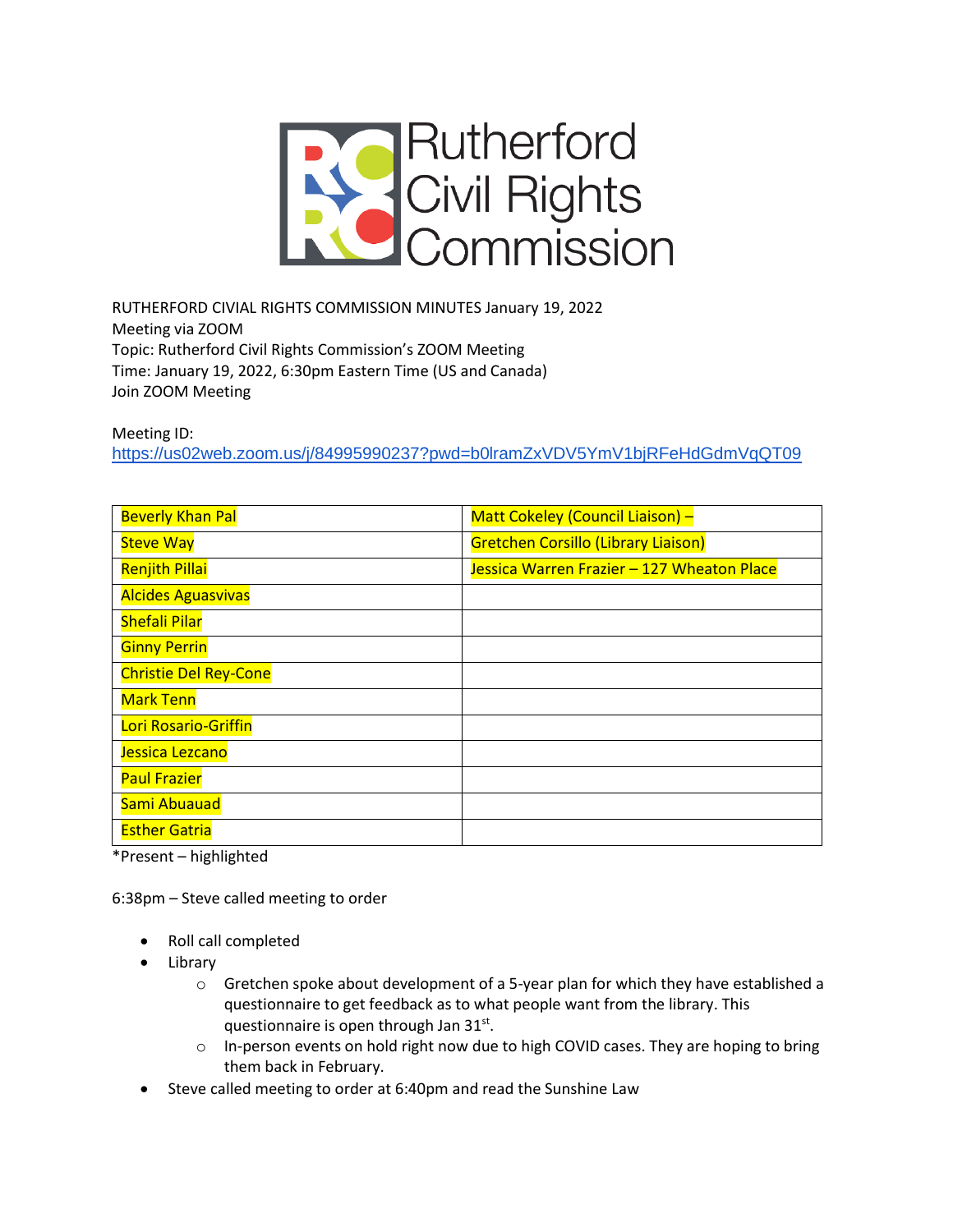# Rutherford Civil Rights Commission

RUTHERFORD CIVIAL RIGHTS COMMISSION MINUTES January 19, 2022
Meeting via ZOOM
Topic: Rutherford Civil Rights Commission's ZOOM Meeting
Time: January 19, 2022, 6:30pm Eastern Time (US and Canada)
Join ZOOM Meeting

Meeting ID:
https://us02web.zoom.us/j/84995990237?pwd=b0lramZxVDV5YmV1bjRFeHdGdmVqQT09

| | |
|---|---|
| Beverly Khan Pal | Matt Cokeley (Council Liaison) – |
| Steve Way | Gretchen Corsillo (Library Liaison) |
| Renjith Pillai | Jessica Warren Frazier – 127 Wheaton Place |
| Alcides Aguasvivas | |
| Shefali Pilar | |
| Ginny Perrin | |
| Christie Del Rey-Cone | |
| Mark Tenn | |
| Lori Rosario-Griffin | |
| Jessica Lezcano | |
| Paul Frazier | |
| Sami Abuauad | |
| Esther Gatria | |

*Present – highlighted

6:38pm – Steve called meeting to order

- Roll call completed
- Library
  - Gretchen spoke about development of a 5-year plan for which they have established a questionnaire to get feedback as to what people want from the library. This questionnaire is open through Jan 31st.
  - In-person events on hold right now due to high COVID cases. They are hoping to bring them back in February.
- Steve called meeting to order at 6:40pm and read the Sunshine Law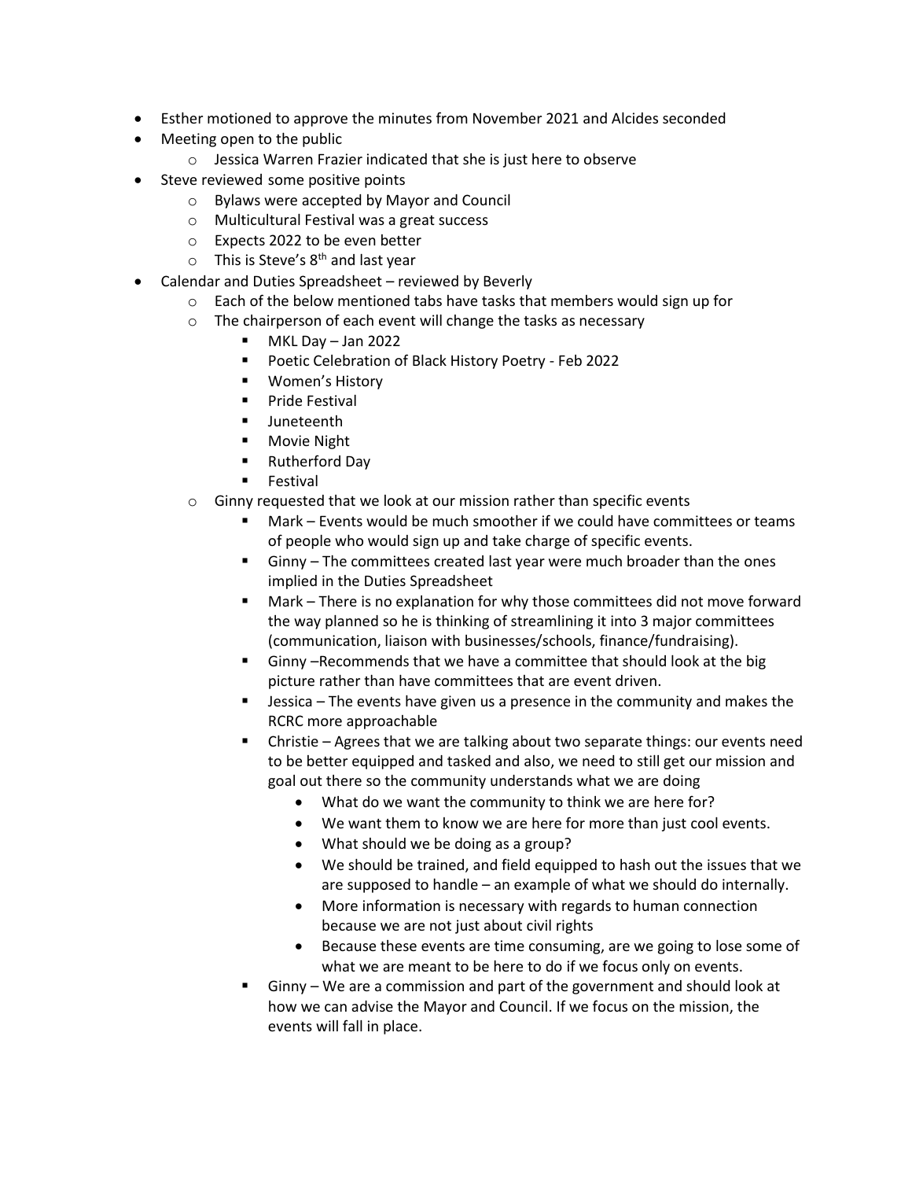- Esther motioned to approve the minutes from November 2021 and Alcides seconded
- Meeting open to the public
  - Jessica Warren Frazier indicated that she is just here to observe
- Steve reviewed some positive points
  - Bylaws were accepted by Mayor and Council
  - Multicultural Festival was a great success
  - Expects 2022 to be even better
  - This is Steve's 8th and last year
- Calendar and Duties Spreadsheet – reviewed by Beverly
  - Each of the below mentioned tabs have tasks that members would sign up for
  - The chairperson of each event will change the tasks as necessary
    - MKL Day – Jan 2022
    - Poetic Celebration of Black History Poetry - Feb 2022
    - Women's History
    - Pride Festival
    - Juneteenth
    - Movie Night
    - Rutherford Day
    - Festival
  - Ginny requested that we look at our mission rather than specific events
    - Mark – Events would be much smoother if we could have committees or teams of people who would sign up and take charge of specific events.
    - Ginny – The committees created last year were much broader than the ones implied in the Duties Spreadsheet
    - Mark – There is no explanation for why those committees did not move forward the way planned so he is thinking of streamlining it into 3 major committees (communication, liaison with businesses/schools, finance/fundraising).
    - Ginny –Recommends that we have a committee that should look at the big picture rather than have committees that are event driven.
    - Jessica – The events have given us a presence in the community and makes the RCRC more approachable
    - Christie – Agrees that we are talking about two separate things: our events need to be better equipped and tasked and also, we need to still get our mission and goal out there so the community understands what we are doing
      - What do we want the community to think we are here for?
      - We want them to know we are here for more than just cool events.
      - What should we be doing as a group?
      - We should be trained, and field equipped to hash out the issues that we are supposed to handle – an example of what we should do internally.
      - More information is necessary with regards to human connection because we are not just about civil rights
      - Because these events are time consuming, are we going to lose some of what we are meant to be here to do if we focus only on events.
    - Ginny – We are a commission and part of the government and should look at how we can advise the Mayor and Council. If we focus on the mission, the events will fall in place.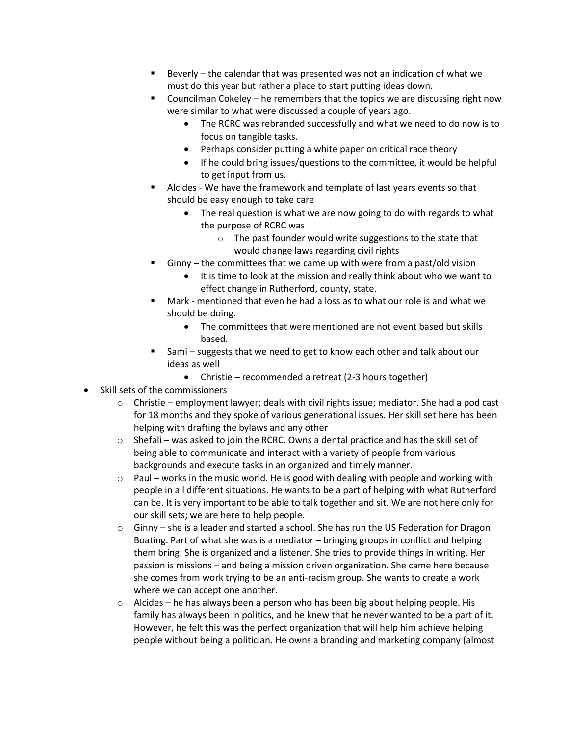- Beverly – the calendar that was presented was not an indication of what we must do this year but rather a place to start putting ideas down.
        - Councilman Cokeley – he remembers that the topics we are discussing right now were similar to what were discussed a couple of years ago.
            - The RCRC was rebranded successfully and what we need to do now is to focus on tangible tasks.
            - Perhaps consider putting a white paper on critical race theory
            - If he could bring issues/questions to the committee, it would be helpful to get input from us.
        - Alcides - We have the framework and template of last years events so that should be easy enough to take care
            - The real question is what we are now going to do with regards to what the purpose of RCRC was
                - The past founder would write suggestions to the state that would change laws regarding civil rights
        - Ginny – the committees that we came up with were from a past/old vision
            - It is time to look at the mission and really think about who we want to effect change in Rutherford, county, state.
        - Mark - mentioned that even he had a loss as to what our role is and what we should be doing.
            - The committees that were mentioned are not event based but skills based.
        - Sami – suggests that we need to get to know each other and talk about our ideas as well
            - Christie – recommended a retreat (2-3 hours together)
- Skill sets of the commissioners
    - Christie – employment lawyer; deals with civil rights issue; mediator. She had a pod cast for 18 months and they spoke of various generational issues. Her skill set here has been helping with drafting the bylaws and any other
    - Shefali – was asked to join the RCRC. Owns a dental practice and has the skill set of being able to communicate and interact with a variety of people from various backgrounds and execute tasks in an organized and timely manner.
    - Paul – works in the music world. He is good with dealing with people and working with people in all different situations. He wants to be a part of helping with what Rutherford can be. It is very important to be able to talk together and sit. We are not here only for our skill sets; we are here to help people.
    - Ginny – she is a leader and started a school. She has run the US Federation for Dragon Boating. Part of what she was is a mediator – bringing groups in conflict and helping them bring. She is organized and a listener. She tries to provide things in writing. Her passion is missions – and being a mission driven organization. She came here because she comes from work trying to be an anti-racism group. She wants to create a work where we can accept one another.
    - Alcides – he has always been a person who has been big about helping people. His family has always been in politics, and he knew that he never wanted to be a part of it. However, he felt this was the perfect organization that will help him achieve helping people without being a politician. He owns a branding and marketing company (almost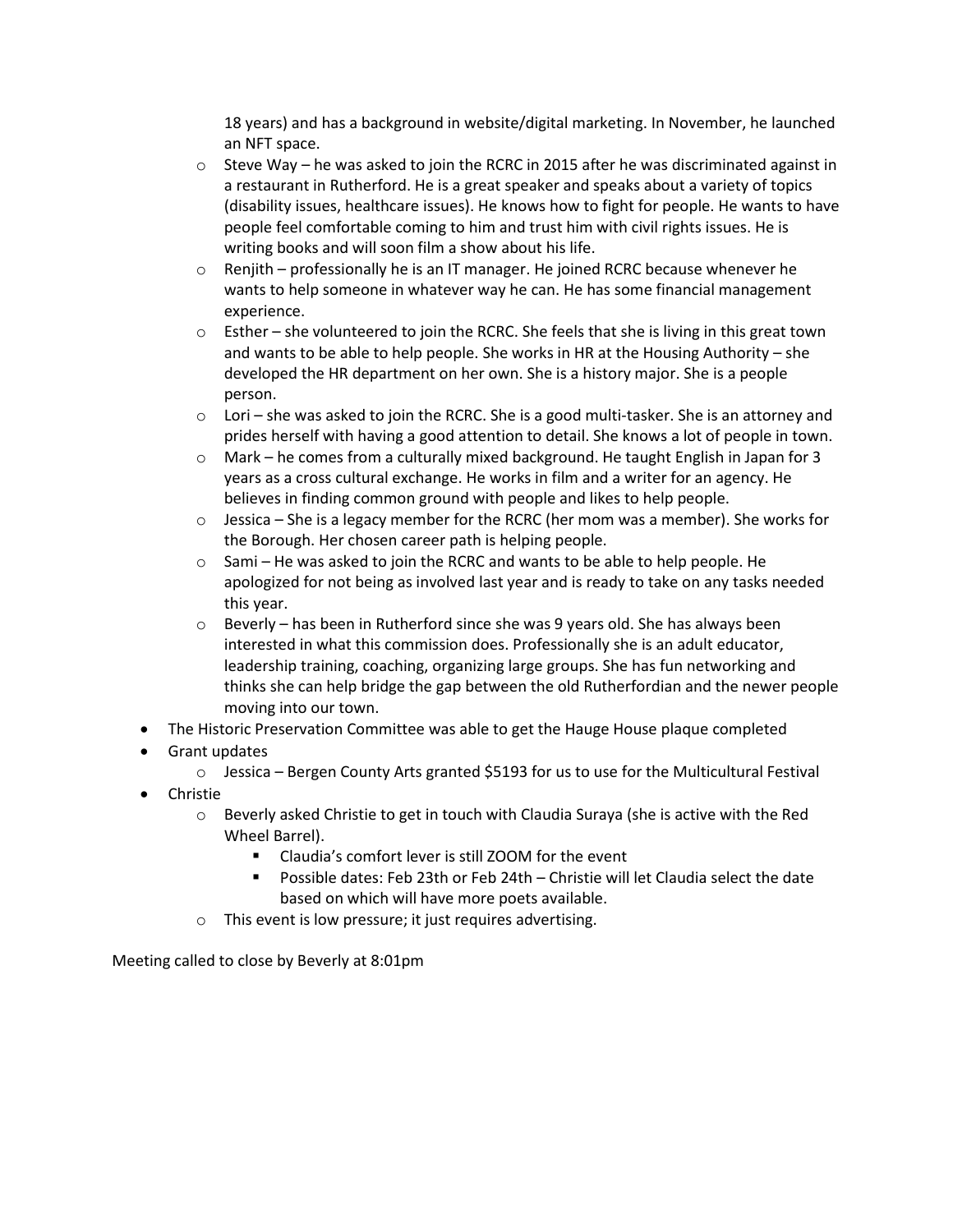18 years) and has a background in website/digital marketing. In November, he launched an NFT space.

  - Steve Way – he was asked to join the RCRC in 2015 after he was discriminated against in a restaurant in Rutherford. He is a great speaker and speaks about a variety of topics (disability issues, healthcare issues). He knows how to fight for people. He wants to have people feel comfortable coming to him and trust him with civil rights issues. He is writing books and will soon film a show about his life.
  - Renjith – professionally he is an IT manager. He joined RCRC because whenever he wants to help someone in whatever way he can. He has some financial management experience.
  - Esther – she volunteered to join the RCRC. She feels that she is living in this great town and wants to be able to help people. She works in HR at the Housing Authority – she developed the HR department on her own. She is a history major. She is a people person.
  - Lori – she was asked to join the RCRC. She is a good multi-tasker. She is an attorney and prides herself with having a good attention to detail. She knows a lot of people in town.
  - Mark – he comes from a culturally mixed background. He taught English in Japan for 3 years as a cross cultural exchange. He works in film and a writer for an agency. He believes in finding common ground with people and likes to help people.
  - Jessica – She is a legacy member for the RCRC (her mom was a member). She works for the Borough. Her chosen career path is helping people.
  - Sami – He was asked to join the RCRC and wants to be able to help people. He apologized for not being as involved last year and is ready to take on any tasks needed this year.
  - Beverly – has been in Rutherford since she was 9 years old. She has always been interested in what this commission does. Professionally she is an adult educator, leadership training, coaching, organizing large groups. She has fun networking and thinks she can help bridge the gap between the old Rutherfordian and the newer people moving into our town.
- The Historic Preservation Committee was able to get the Hauge House plaque completed
- Grant updates
  - Jessica – Bergen County Arts granted $5193 for us to use for the Multicultural Festival
- Christie
  - Beverly asked Christie to get in touch with Claudia Suraya (she is active with the Red Wheel Barrel).
    - Claudia's comfort lever is still ZOOM for the event
    - Possible dates: Feb 23th or Feb 24th – Christie will let Claudia select the date based on which will have more poets available.
  - This event is low pressure; it just requires advertising.

Meeting called to close by Beverly at 8:01pm